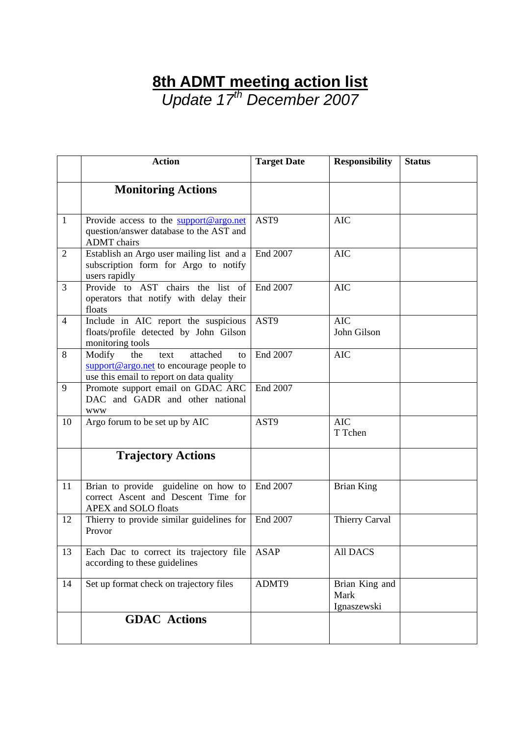# 8th ADMT meeting action list

*Update 17th December 2007*

| | Action | Target Date | Responsibility | Status |
|---|---|---|---|---|
| | **Monitoring Actions** | | | |
| 1 | Provide access to the support@argo.net question/answer database to the AST and ADMT chairs | AST9 | AIC | |
| 2 | Establish an Argo user mailing list and a subscription form for Argo to notify users rapidly | End 2007 | AIC | |
| 3 | Provide to AST chairs the list of operators that notify with delay their floats | End 2007 | AIC | |
| 4 | Include in AIC report the suspicious floats/profile detected by John Gilson monitoring tools | AST9 | AIC<br>John Gilson | |
| 8 | Modify the text attached to support@argo.net to encourage people to use this email to report on data quality | End 2007 | AIC | |
| 9 | Promote support email on GDAC ARC DAC and GADR and other national www | End 2007 | | |
| 10 | Argo forum to be set up by AIC | AST9 | AIC<br>T Tchen | |
| | **Trajectory Actions** | | | |
| 11 | Brian to provide guideline on how to correct Ascent and Descent Time for APEX and SOLO floats | End 2007 | Brian King | |
| 12 | Thierry to provide similar guidelines for Provor | End 2007 | Thierry Carval | |
| 13 | Each Dac to correct its trajectory file according to these guidelines | ASAP | All DACS | |
| 14 | Set up format check on trajectory files | ADMT9 | Brian King and Mark Ignaszewski | |
| | **GDAC Actions** | | | |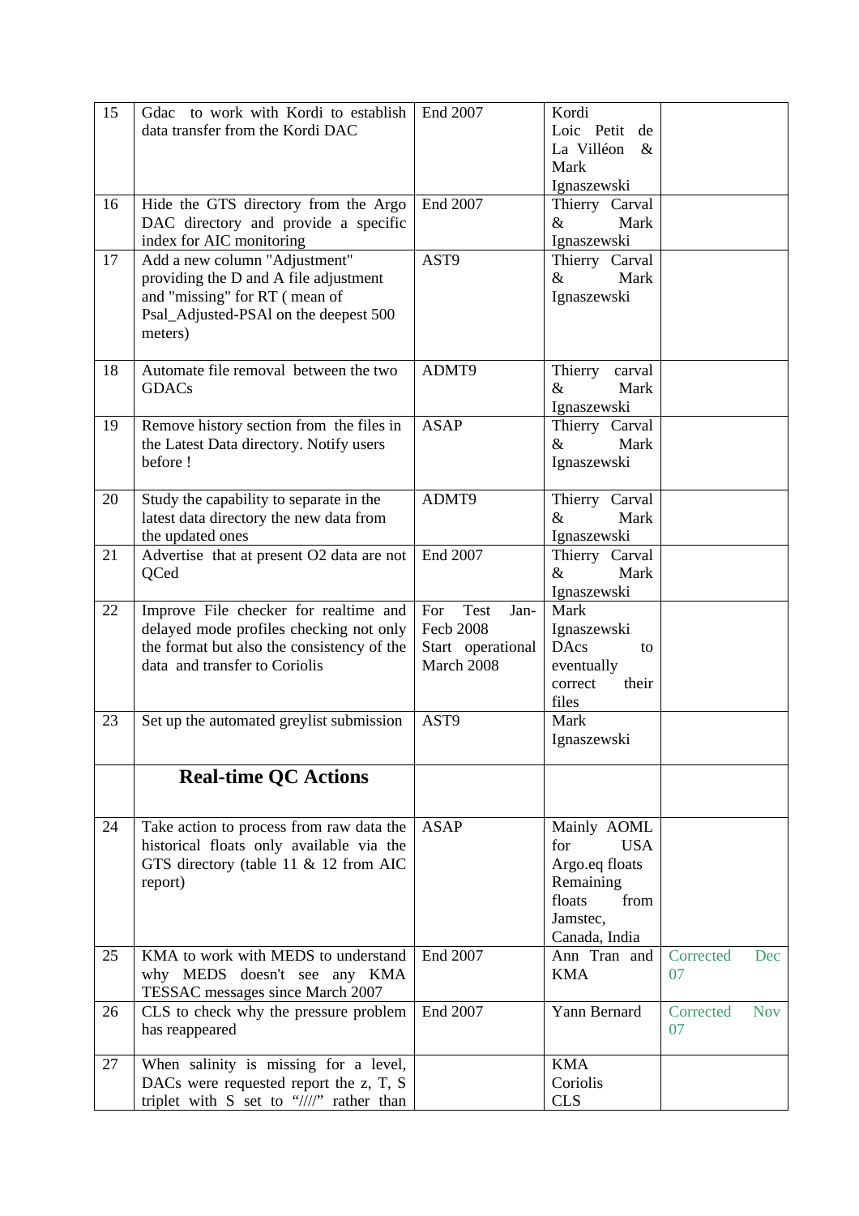| | | | | |
|---|---|---|---|---|
| 15 | Gdac to work with Kordi to establish data transfer from the Kordi DAC | End 2007 | Kordi Loic Petit de La Villéon & Mark Ignaszewski | |
| 16 | Hide the GTS directory from the Argo DAC directory and provide a specific index for AIC monitoring | End 2007 | Thierry Carval & Mark Ignaszewski | |
| 17 | Add a new column "Adjustment" providing the D and A file adjustment and "missing" for RT ( mean of Psal_Adjusted-PSAl on the deepest 500 meters) | AST9 | Thierry Carval & Mark Ignaszewski | |
| 18 | Automate file removal between the two GDACs | ADMT9 | Thierry carval & Mark Ignaszewski | |
| 19 | Remove history section from the files in the Latest Data directory. Notify users before ! | ASAP | Thierry Carval & Mark Ignaszewski | |
| 20 | Study the capability to separate in the latest data directory the new data from the updated ones | ADMT9 | Thierry Carval & Mark Ignaszewski | |
| 21 | Advertise that at present O2 data are not QCed | End 2007 | Thierry Carval & Mark Ignaszewski | |
| 22 | Improve File checker for realtime and delayed mode profiles checking not only the format but also the consistency of the data and transfer to Coriolis | For Test Jan-Fecb 2008 Start operational March 2008 | Mark Ignaszewski DAcs to eventually correct their files | |
| 23 | Set up the automated greylist submission | AST9 | Mark Ignaszewski | |
| | **Real-time QC Actions** | | | |
| 24 | Take action to process from raw data the historical floats only available via the GTS directory (table 11 & 12 from AIC report) | ASAP | Mainly AOML for USA Argo.eq floats Remaining floats from Jamstec, Canada, India | |
| 25 | KMA to work with MEDS to understand why MEDS doesn't see any KMA TESSAC messages since March 2007 | End 2007 | Ann Tran and KMA | Corrected Dec 07 |
| 26 | CLS to check why the pressure problem has reappeared | End 2007 | Yann Bernard | Corrected Nov 07 |
| 27 | When salinity is missing for a level, DACs were requested report the z, T, S triplet with S set to "////" rather than | | KMA Coriolis CLS | |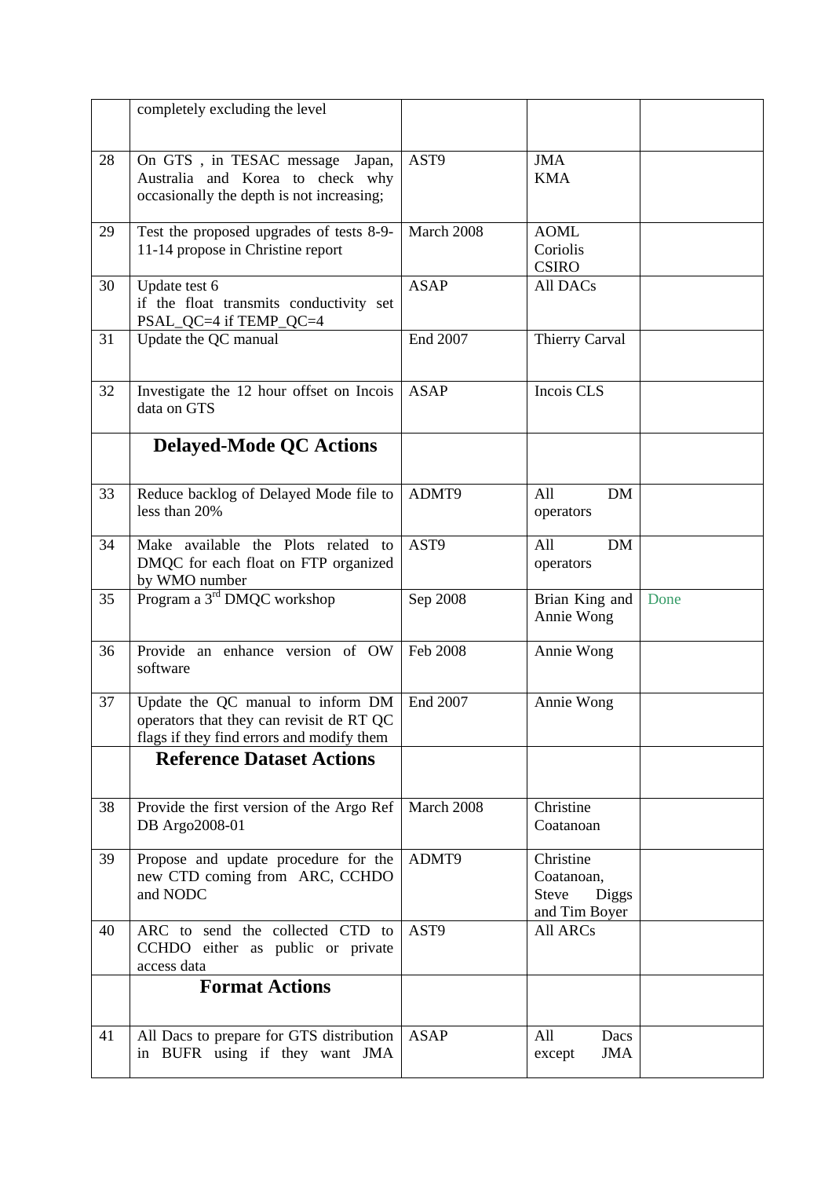| | | | | |
|---|---|---|---|---|
| | completely excluding the level | | | |
| 28 | On GTS , in TESAC message Japan, Australia and Korea to check why occasionally the depth is not increasing; | AST9 | JMA<br>KMA | |
| 29 | Test the proposed upgrades of tests 8-9-11-14 propose in Christine report | March 2008 | AOML<br>Coriolis<br>CSIRO | |
| 30 | Update test 6<br>if the float transmits conductivity set PSAL_QC=4 if TEMP_QC=4 | ASAP | All DACs | |
| 31 | Update the QC manual | End 2007 | Thierry Carval | |
| 32 | Investigate the 12 hour offset on Incois data on GTS | ASAP | Incois CLS | |
| | **Delayed-Mode QC Actions** | | | |
| 33 | Reduce backlog of Delayed Mode file to less than 20% | ADMT9 | All DM operators | |
| 34 | Make available the Plots related to DMQC for each float on FTP organized by WMO number | AST9 | All DM operators | |
| 35 | Program a 3rd DMQC workshop | Sep 2008 | Brian King and Annie Wong | Done |
| 36 | Provide an enhance version of OW software | Feb 2008 | Annie Wong | |
| 37 | Update the QC manual to inform DM operators that they can revisit de RT QC flags if they find errors and modify them | End 2007 | Annie Wong | |
| | **Reference Dataset Actions** | | | |
| 38 | Provide the first version of the Argo Ref DB Argo2008-01 | March 2008 | Christine Coatanoan | |
| 39 | Propose and update procedure for the new CTD coming from ARC, CCHDO and NODC | ADMT9 | Christine Coatanoan, Steve Diggs and Tim Boyer | |
| 40 | ARC to send the collected CTD to CCHDO either as public or private access data | AST9 | All ARCs | |
| | **Format Actions** | | | |
| 41 | All Dacs to prepare for GTS distribution in BUFR using if they want JMA | ASAP | All Dacs except JMA | |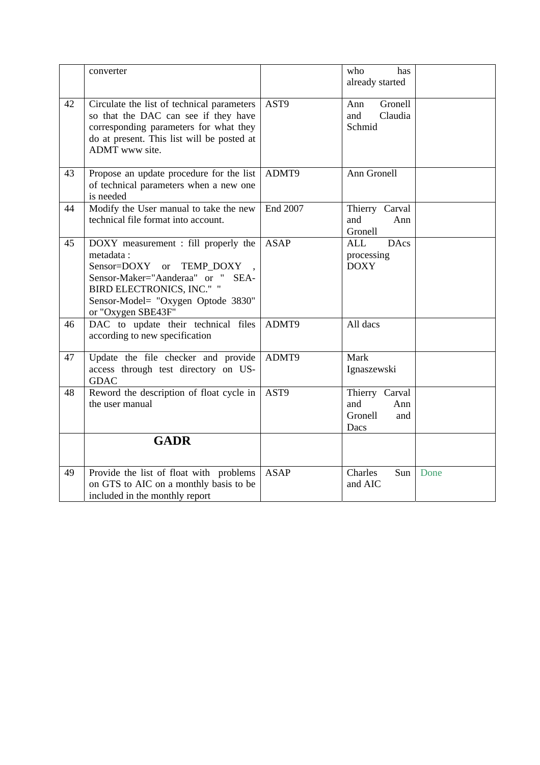| | | | | |
|---|---|---|---|---|
| | converter | | who has already started | |
| 42 | Circulate the list of technical parameters so that the DAC can see if they have corresponding parameters for what they do at present. This list will be posted at ADMT www site. | AST9 | Ann Gronell and Claudia Schmid | |
| 43 | Propose an update procedure for the list of technical parameters when a new one is needed | ADMT9 | Ann Gronell | |
| 44 | Modify the User manual to take the new technical file format into account. | End 2007 | Thierry Carval and Ann Gronell | |
| 45 | DOXY measurement : fill properly the metadata : Sensor=DOXY or TEMP_DOXY , Sensor-Maker="Aanderaa" or " SEA-BIRD ELECTRONICS, INC." " Sensor-Model= "Oxygen Optode 3830" or "Oxygen SBE43F" | ASAP | ALL DAcs processing DOXY | |
| 46 | DAC to update their technical files according to new specification | ADMT9 | All dacs | |
| 47 | Update the file checker and provide access through test directory on US-GDAC | ADMT9 | Mark Ignaszewski | |
| 48 | Reword the description of float cycle in the user manual | AST9 | Thierry Carval and Ann Gronell and Dacs | |
| | **GADR** | | | |
| 49 | Provide the list of float with problems on GTS to AIC on a monthly basis to be included in the monthly report | ASAP | Charles Sun and AIC | Done |